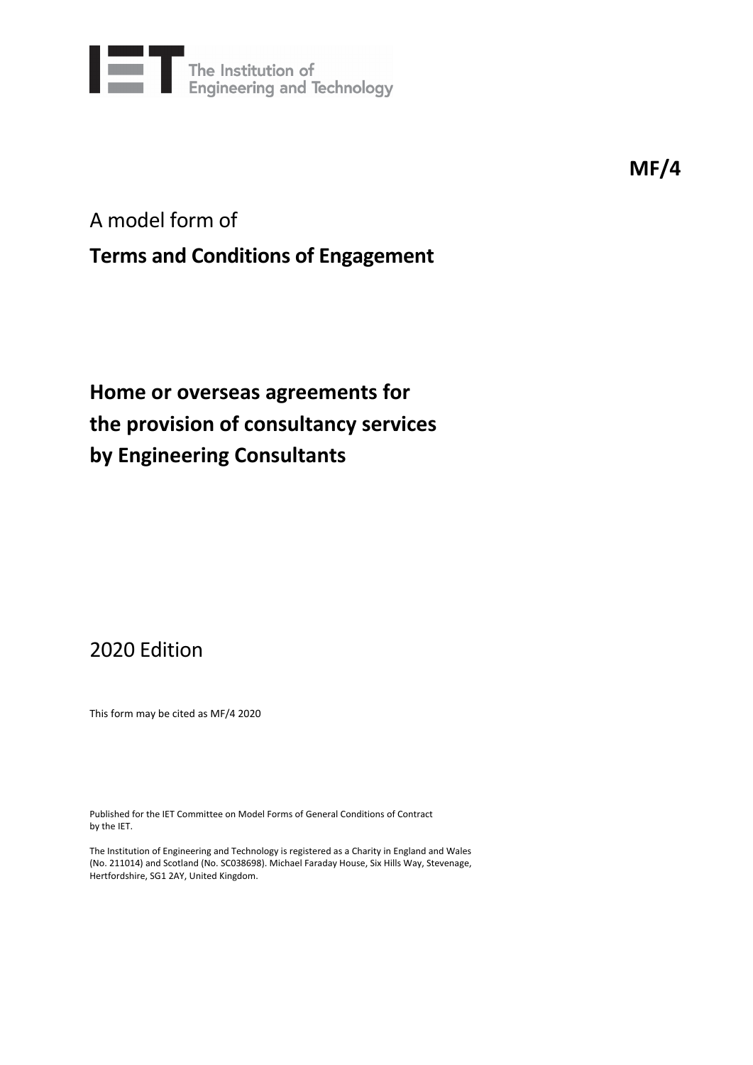The Institution of Engineering and Technology

**MF/4**

A model form of

# Terms and Conditions of Engagement

## Home or overseas agreements for the provision of consultancy services by Engineering Consultants

2020 Edition

This form may be cited as MF/4 2020

Published for the IET Committee on Model Forms of General Conditions of Contract by the IET.

The Institution of Engineering and Technology is registered as a Charity in England and Wales (No. 211014) and Scotland (No. SC038698). Michael Faraday House, Six Hills Way, Stevenage, Hertfordshire, SG1 2AY, United Kingdom.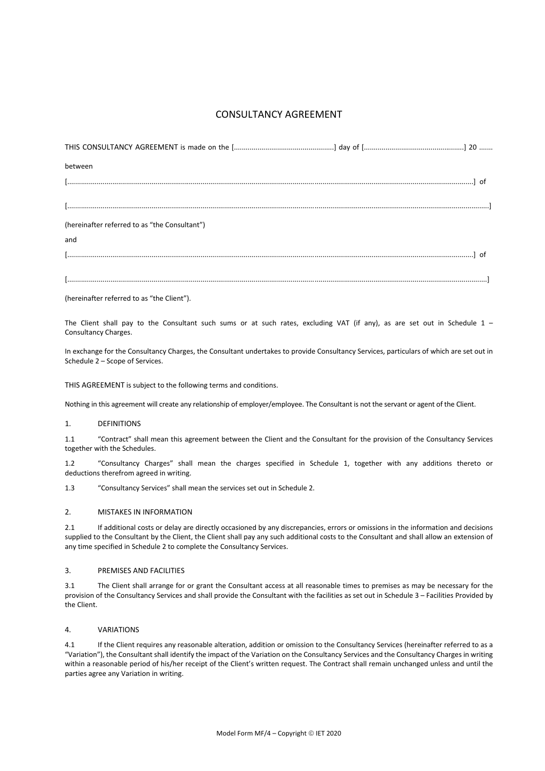# CONSULTANCY AGREEMENT

THIS CONSULTANCY AGREEMENT is made on the [...................................................] day of [...................................................] 20 .......

between

[.............................................................................................................................................................................................................] of

[...............................................................................................................................................................................................................]

(hereinafter referred to as "the Consultant")

and

[.............................................................................................................................................................................................................] of

[...............................................................................................................................................................................................................]

(hereinafter referred to as "the Client").

The Client shall pay to the Consultant such sums or at such rates, excluding VAT (if any), as are set out in Schedule 1 – Consultancy Charges.

In exchange for the Consultancy Charges, the Consultant undertakes to provide Consultancy Services, particulars of which are set out in Schedule 2 – Scope of Services.

THIS AGREEMENT is subject to the following terms and conditions.

Nothing in this agreement will create any relationship of employer/employee. The Consultant is not the servant or agent of the Client.

## 1. DEFINITIONS

1.1 "Contract" shall mean this agreement between the Client and the Consultant for the provision of the Consultancy Services together with the Schedules.

1.2 "Consultancy Charges" shall mean the charges specified in Schedule 1, together with any additions thereto or deductions therefrom agreed in writing.

1.3 "Consultancy Services" shall mean the services set out in Schedule 2.

## 2. MISTAKES IN INFORMATION

2.1 If additional costs or delay are directly occasioned by any discrepancies, errors or omissions in the information and decisions supplied to the Consultant by the Client, the Client shall pay any such additional costs to the Consultant and shall allow an extension of any time specified in Schedule 2 to complete the Consultancy Services.

## 3. PREMISES AND FACILITIES

3.1 The Client shall arrange for or grant the Consultant access at all reasonable times to premises as may be necessary for the provision of the Consultancy Services and shall provide the Consultant with the facilities as set out in Schedule 3 – Facilities Provided by the Client.

## 4. VARIATIONS

4.1 If the Client requires any reasonable alteration, addition or omission to the Consultancy Services (hereinafter referred to as a "Variation"), the Consultant shall identify the impact of the Variation on the Consultancy Services and the Consultancy Charges in writing within a reasonable period of his/her receipt of the Client's written request. The Contract shall remain unchanged unless and until the parties agree any Variation in writing.

Model Form MF/4 – Copyright © IET 2020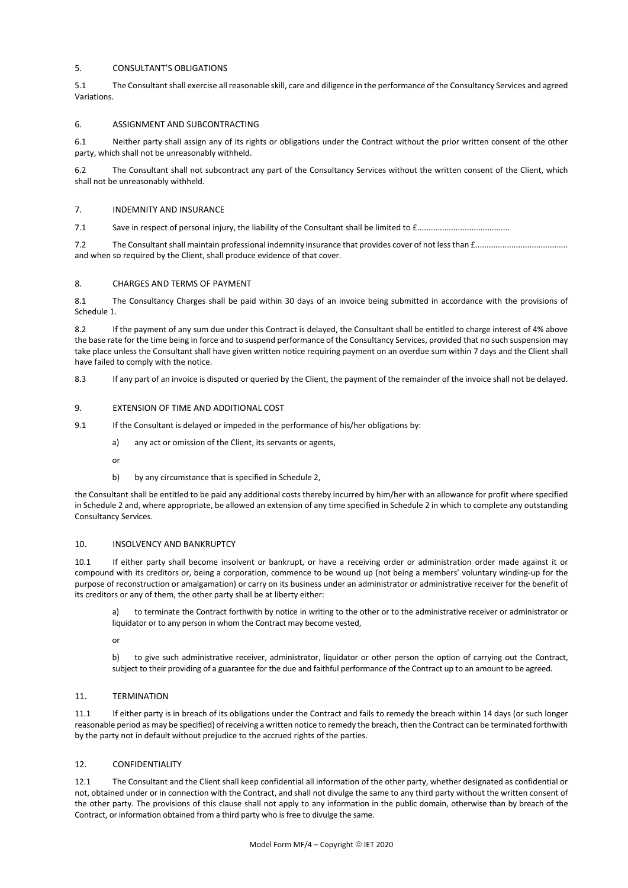## 5. CONSULTANT'S OBLIGATIONS

5.1 The Consultant shall exercise all reasonable skill, care and diligence in the performance of the Consultancy Services and agreed Variations.

## 6. ASSIGNMENT AND SUBCONTRACTING

6.1 Neither party shall assign any of its rights or obligations under the Contract without the prior written consent of the other party, which shall not be unreasonably withheld.

6.2 The Consultant shall not subcontract any part of the Consultancy Services without the written consent of the Client, which shall not be unreasonably withheld.

## 7. INDEMNITY AND INSURANCE

7.1 Save in respect of personal injury, the liability of the Consultant shall be limited to £.........................................

7.2 The Consultant shall maintain professional indemnity insurance that provides cover of not less than £......................................... and when so required by the Client, shall produce evidence of that cover.

## 8. CHARGES AND TERMS OF PAYMENT

8.1 The Consultancy Charges shall be paid within 30 days of an invoice being submitted in accordance with the provisions of Schedule 1.

8.2 If the payment of any sum due under this Contract is delayed, the Consultant shall be entitled to charge interest of 4% above the base rate for the time being in force and to suspend performance of the Consultancy Services, provided that no such suspension may take place unless the Consultant shall have given written notice requiring payment on an overdue sum within 7 days and the Client shall have failed to comply with the notice.

8.3 If any part of an invoice is disputed or queried by the Client, the payment of the remainder of the invoice shall not be delayed.

## 9. EXTENSION OF TIME AND ADDITIONAL COST

9.1 If the Consultant is delayed or impeded in the performance of his/her obligations by:

a) any act or omission of the Client, its servants or agents,

or

b) by any circumstance that is specified in Schedule 2,

the Consultant shall be entitled to be paid any additional costs thereby incurred by him/her with an allowance for profit where specified in Schedule 2 and, where appropriate, be allowed an extension of any time specified in Schedule 2 in which to complete any outstanding Consultancy Services.

## 10. INSOLVENCY AND BANKRUPTCY

10.1 If either party shall become insolvent or bankrupt, or have a receiving order or administration order made against it or compound with its creditors or, being a corporation, commence to be wound up (not being a members' voluntary winding-up for the purpose of reconstruction or amalgamation) or carry on its business under an administrator or administrative receiver for the benefit of its creditors or any of them, the other party shall be at liberty either:

a) to terminate the Contract forthwith by notice in writing to the other or to the administrative receiver or administrator or liquidator or to any person in whom the Contract may become vested,

or

b) to give such administrative receiver, administrator, liquidator or other person the option of carrying out the Contract, subject to their providing of a guarantee for the due and faithful performance of the Contract up to an amount to be agreed.

## 11. TERMINATION

11.1 If either party is in breach of its obligations under the Contract and fails to remedy the breach within 14 days (or such longer reasonable period as may be specified) of receiving a written notice to remedy the breach, then the Contract can be terminated forthwith by the party not in default without prejudice to the accrued rights of the parties.

## 12. CONFIDENTIALITY

12.1 The Consultant and the Client shall keep confidential all information of the other party, whether designated as confidential or not, obtained under or in connection with the Contract, and shall not divulge the same to any third party without the written consent of the other party. The provisions of this clause shall not apply to any information in the public domain, otherwise than by breach of the Contract, or information obtained from a third party who is free to divulge the same.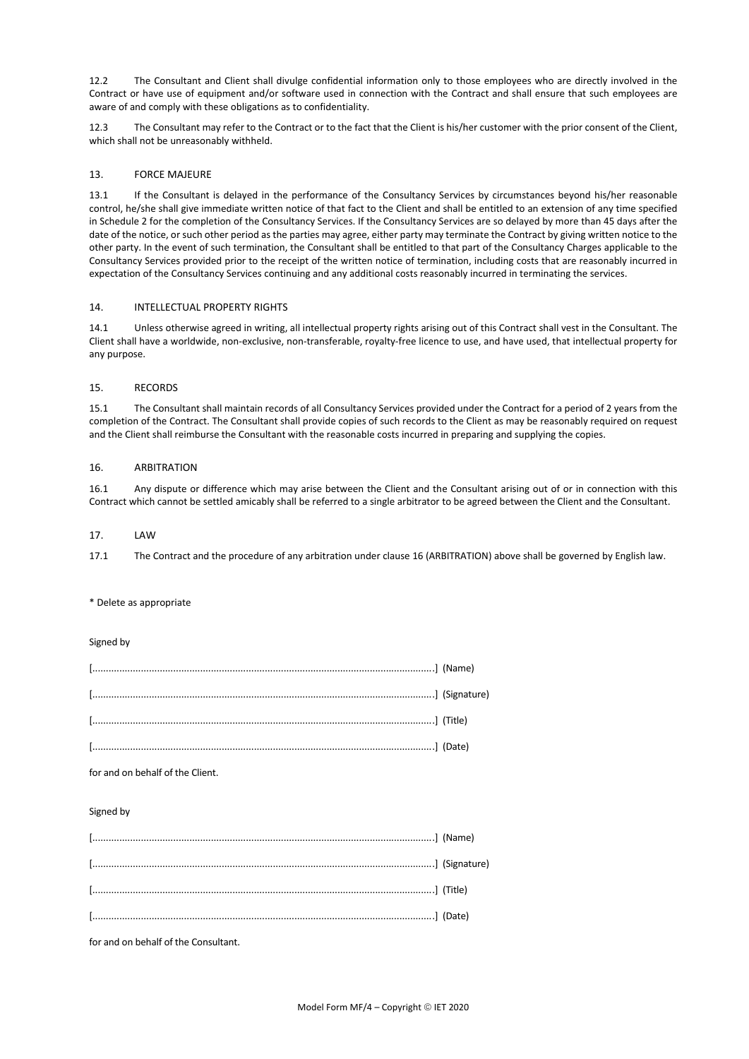12.2 The Consultant and Client shall divulge confidential information only to those employees who are directly involved in the Contract or have use of equipment and/or software used in connection with the Contract and shall ensure that such employees are aware of and comply with these obligations as to confidentiality.

12.3 The Consultant may refer to the Contract or to the fact that the Client is his/her customer with the prior consent of the Client, which shall not be unreasonably withheld.

## 13. FORCE MAJEURE

13.1 If the Consultant is delayed in the performance of the Consultancy Services by circumstances beyond his/her reasonable control, he/she shall give immediate written notice of that fact to the Client and shall be entitled to an extension of any time specified in Schedule 2 for the completion of the Consultancy Services. If the Consultancy Services are so delayed by more than 45 days after the date of the notice, or such other period as the parties may agree, either party may terminate the Contract by giving written notice to the other party. In the event of such termination, the Consultant shall be entitled to that part of the Consultancy Charges applicable to the Consultancy Services provided prior to the receipt of the written notice of termination, including costs that are reasonably incurred in expectation of the Consultancy Services continuing and any additional costs reasonably incurred in terminating the services.

## 14. INTELLECTUAL PROPERTY RIGHTS

14.1 Unless otherwise agreed in writing, all intellectual property rights arising out of this Contract shall vest in the Consultant. The Client shall have a worldwide, non-exclusive, non-transferable, royalty-free licence to use, and have used, that intellectual property for any purpose.

## 15. RECORDS

15.1 The Consultant shall maintain records of all Consultancy Services provided under the Contract for a period of 2 years from the completion of the Contract. The Consultant shall provide copies of such records to the Client as may be reasonably required on request and the Client shall reimburse the Consultant with the reasonable costs incurred in preparing and supplying the copies.

## 16. ARBITRATION

16.1 Any dispute or difference which may arise between the Client and the Consultant arising out of or in connection with this Contract which cannot be settled amicably shall be referred to a single arbitrator to be agreed between the Client and the Consultant.

## 17. LAW

17.1 The Contract and the procedure of any arbitration under clause 16 (ARBITRATION) above shall be governed by English law.

* Delete as appropriate

Signed by

[..............................................................................................................] (Name)

[..............................................................................................................] (Signature)

[..............................................................................................................] (Title)

[..............................................................................................................] (Date)

for and on behalf of the Client.

Signed by

[..............................................................................................................] (Name)

[..............................................................................................................] (Signature)

[..............................................................................................................] (Title)

[..............................................................................................................] (Date)

for and on behalf of the Consultant.

Model Form MF/4 – Copyright © IET 2020